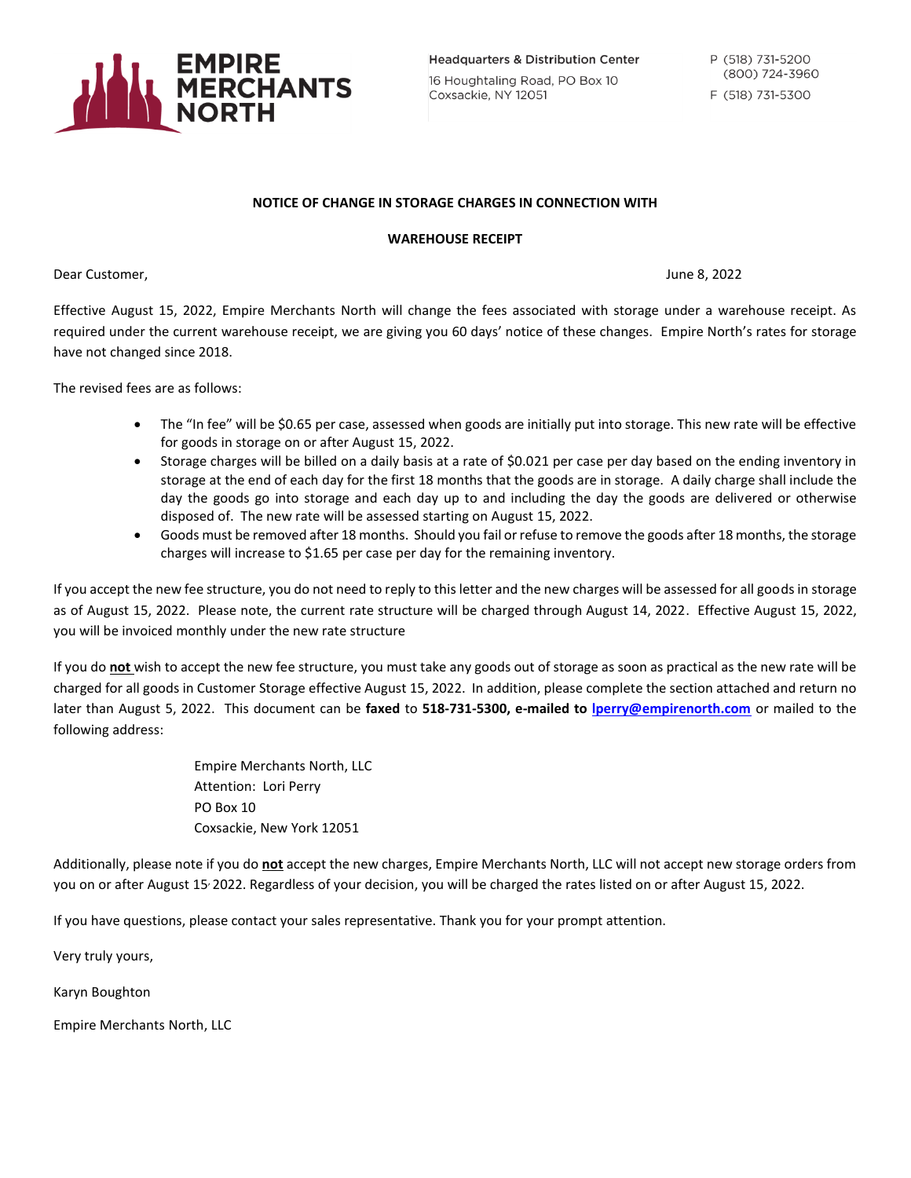**EMPIRE MERCHANTS NORTH**

Headquarters & Distribution Center
16 Houghtaling Road, PO Box 10
Coxsackie, NY 12051

P (518) 731-5200
(800) 724-3960
F (518) 731-5300

**NOTICE OF CHANGE IN STORAGE CHARGES IN CONNECTION WITH**

**WAREHOUSE RECEIPT**

Dear Customer,

June 8, 2022

Effective August 15, 2022, Empire Merchants North will change the fees associated with storage under a warehouse receipt. As required under the current warehouse receipt, we are giving you 60 days' notice of these changes. Empire North's rates for storage have not changed since 2018.

The revised fees are as follows:

- The "In fee" will be $0.65 per case, assessed when goods are initially put into storage. This new rate will be effective for goods in storage on or after August 15, 2022.
- Storage charges will be billed on a daily basis at a rate of $0.021 per case per day based on the ending inventory in storage at the end of each day for the first 18 months that the goods are in storage. A daily charge shall include the day the goods go into storage and each day up to and including the day the goods are delivered or otherwise disposed of. The new rate will be assessed starting on August 15, 2022.
- Goods must be removed after 18 months. Should you fail or refuse to remove the goods after 18 months, the storage charges will increase to $1.65 per case per day for the remaining inventory.

If you accept the new fee structure, you do not need to reply to this letter and the new charges will be assessed for all goods in storage as of August 15, 2022. Please note, the current rate structure will be charged through August 14, 2022. Effective August 15, 2022, you will be invoiced monthly under the new rate structure

If you do **not** wish to accept the new fee structure, you must take any goods out of storage as soon as practical as the new rate will be charged for all goods in Customer Storage effective August 15, 2022. In addition, please complete the section attached and return no later than August 5, 2022. This document can be **faxed** to **518-731-5300, e-mailed to lperry@empirenorth.com** or mailed to the following address:

Empire Merchants North, LLC
Attention: Lori Perry
PO Box 10
Coxsackie, New York 12051

Additionally, please note if you do **not** accept the new charges, Empire Merchants North, LLC will not accept new storage orders from you on or after August 15, 2022. Regardless of your decision, you will be charged the rates listed on or after August 15, 2022.

If you have questions, please contact your sales representative. Thank you for your prompt attention.

Very truly yours,

Karyn Boughton

Empire Merchants North, LLC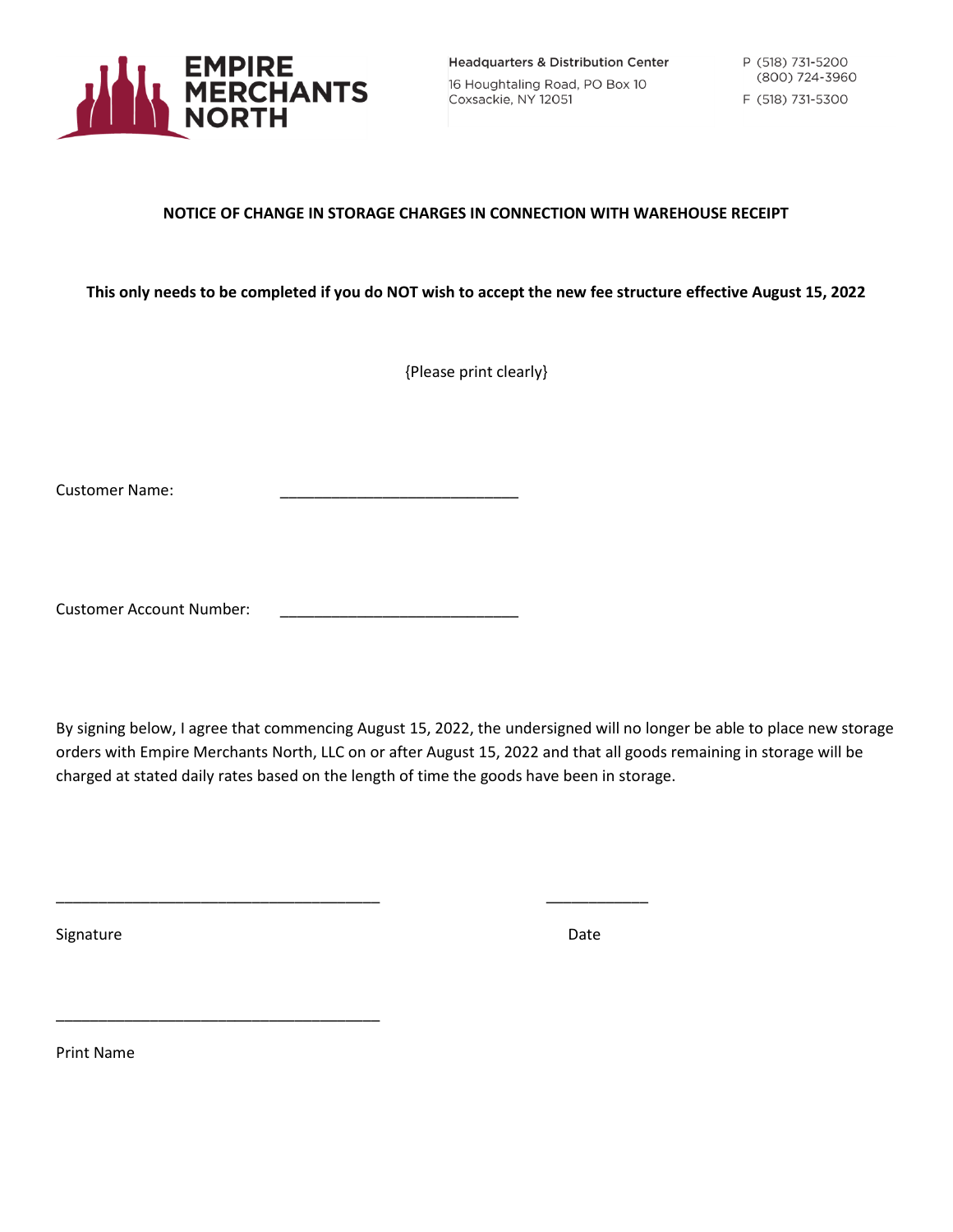EMPIRE MERCHANTS NORTH

Headquarters & Distribution Center
16 Houghtaling Road, PO Box 10
Coxsackie, NY 12051

P (518) 731-5200
(800) 724-3960
F (518) 731-5300

**NOTICE OF CHANGE IN STORAGE CHARGES IN CONNECTION WITH WAREHOUSE RECEIPT**

**This only needs to be completed if you do NOT wish to accept the new fee structure effective August 15, 2022**

{Please print clearly}

Customer Name: ____________________________

Customer Account Number: ____________________________

By signing below, I agree that commencing August 15, 2022, the undersigned will no longer be able to place new storage orders with Empire Merchants North, LLC on or after August 15, 2022 and that all goods remaining in storage will be charged at stated daily rates based on the length of time the goods have been in storage.

______________________________________ ____________

Signature Date

______________________________________

Print Name